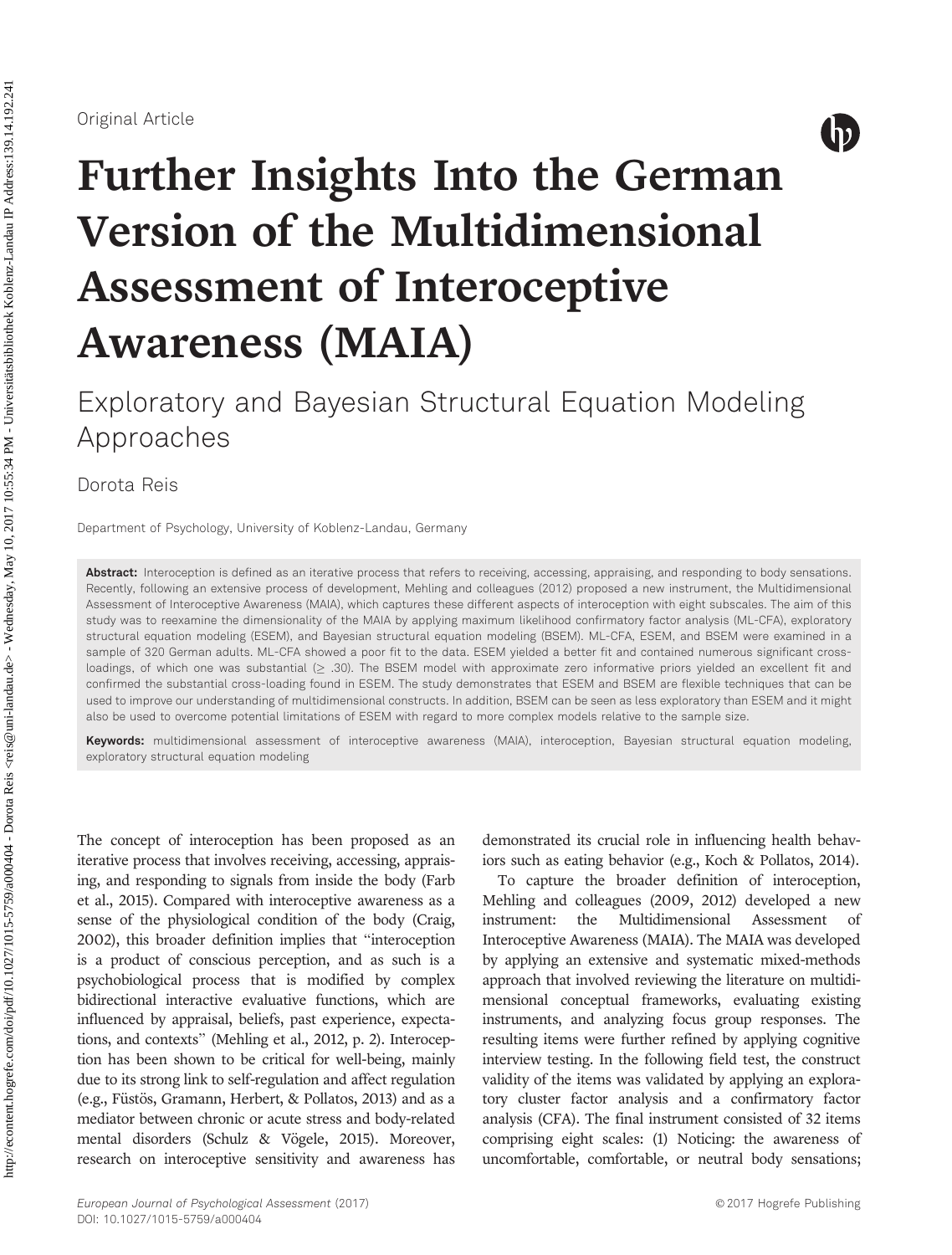Original Article

# Further Insights Into the German Version of the Multidimensional Assessment of Interoceptive Awareness (MAIA)

## Exploratory and Bayesian Structural Equation Modeling Approaches

Dorota Reis

Department of Psychology, University of Koblenz-Landau, Germany

**Abstract:** Interoception is defined as an iterative process that refers to receiving, accessing, appraising, and responding to body sensations. Recently, following an extensive process of development, Mehling and colleagues (2012) proposed a new instrument, the Multidimensional Assessment of Interoceptive Awareness (MAIA), which captures these different aspects of interoception with eight subscales. The aim of this study was to reexamine the dimensionality of the MAIA by applying maximum likelihood confirmatory factor analysis (ML-CFA), exploratory structural equation modeling (ESEM), and Bayesian structural equation modeling (BSEM). ML-CFA, ESEM, and BSEM were examined in a sample of 320 German adults. ML-CFA showed a poor fit to the data. ESEM yielded a better fit and contained numerous significant cross-loadings, of which one was substantial ($\geq$ .30). The BSEM model with approximate zero informative priors yielded an excellent fit and confirmed the substantial cross-loading found in ESEM. The study demonstrates that ESEM and BSEM are flexible techniques that can be used to improve our understanding of multidimensional constructs. In addition, BSEM can be seen as less exploratory than ESEM and it might also be used to overcome potential limitations of ESEM with regard to more complex models relative to the sample size.

**Keywords:** multidimensional assessment of interoceptive awareness (MAIA), interoception, Bayesian structural equation modeling, exploratory structural equation modeling

The concept of interoception has been proposed as an iterative process that involves receiving, accessing, appraising, and responding to signals from inside the body (Farb et al., 2015). Compared with interoceptive awareness as a sense of the physiological condition of the body (Craig, 2002), this broader definition implies that "interoception is a product of conscious perception, and as such is a psychobiological process that is modified by complex bidirectional interactive evaluative functions, which are influenced by appraisal, beliefs, past experience, expectations, and contexts" (Mehling et al., 2012, p. 2). Interoception has been shown to be critical for well-being, mainly due to its strong link to self-regulation and affect regulation (e.g., Füstös, Gramann, Herbert, & Pollatos, 2013) and as a mediator between chronic or acute stress and body-related mental disorders (Schulz & Vögele, 2015). Moreover, research on interoceptive sensitivity and awareness has demonstrated its crucial role in influencing health behaviors such as eating behavior (e.g., Koch & Pollatos, 2014).

To capture the broader definition of interoception, Mehling and colleagues (2009, 2012) developed a new instrument: the Multidimensional Assessment of Interoceptive Awareness (MAIA). The MAIA was developed by applying an extensive and systematic mixed-methods approach that involved reviewing the literature on multidimensional conceptual frameworks, evaluating existing instruments, and analyzing focus group responses. The resulting items were further refined by applying cognitive interview testing. In the following field test, the construct validity of the items was validated by applying an exploratory cluster factor analysis and a confirmatory factor analysis (CFA). The final instrument consisted of 32 items comprising eight scales: (1) Noticing: the awareness of uncomfortable, comfortable, or neutral body sensations;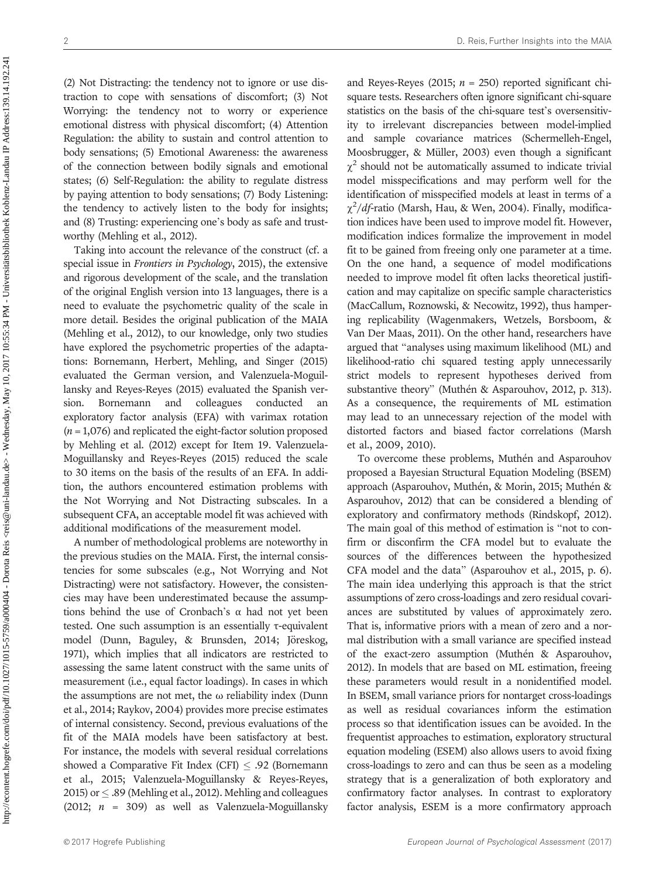(2) Not Distracting: the tendency not to ignore or use distraction to cope with sensations of discomfort; (3) Not Worrying: the tendency not to worry or experience emotional distress with physical discomfort; (4) Attention Regulation: the ability to sustain and control attention to body sensations; (5) Emotional Awareness: the awareness of the connection between bodily signals and emotional states; (6) Self-Regulation: the ability to regulate distress by paying attention to body sensations; (7) Body Listening: the tendency to actively listen to the body for insights; and (8) Trusting: experiencing one's body as safe and trustworthy (Mehling et al., 2012).

Taking into account the relevance of the construct (cf. a special issue in *Frontiers in Psychology*, 2015), the extensive and rigorous development of the scale, and the translation of the original English version into 13 languages, there is a need to evaluate the psychometric quality of the scale in more detail. Besides the original publication of the MAIA (Mehling et al., 2012), to our knowledge, only two studies have explored the psychometric properties of the adaptations: Bornemann, Herbert, Mehling, and Singer (2015) evaluated the German version, and Valenzuela-Moguillansky and Reyes-Reyes (2015) evaluated the Spanish version. Bornemann and colleagues conducted an exploratory factor analysis (EFA) with varimax rotation ($n = 1{,}076$) and replicated the eight-factor solution proposed by Mehling et al. (2012) except for Item 19. Valenzuela-Moguillansky and Reyes-Reyes (2015) reduced the scale to 30 items on the basis of the results of an EFA. In addition, the authors encountered estimation problems with the Not Worrying and Not Distracting subscales. In a subsequent CFA, an acceptable model fit was achieved with additional modifications of the measurement model.

A number of methodological problems are noteworthy in the previous studies on the MAIA. First, the internal consistencies for some subscales (e.g., Not Worrying and Not Distracting) were not satisfactory. However, the consistencies may have been underestimated because the assumptions behind the use of Cronbach's α had not yet been tested. One such assumption is an essentially τ-equivalent model (Dunn, Baguley, & Brunsden, 2014; Jöreskog, 1971), which implies that all indicators are restricted to assessing the same latent construct with the same units of measurement (i.e., equal factor loadings). In cases in which the assumptions are not met, the ω reliability index (Dunn et al., 2014; Raykov, 2004) provides more precise estimates of internal consistency. Second, previous evaluations of the fit of the MAIA models have been satisfactory at best. For instance, the models with several residual correlations showed a Comparative Fit Index (CFI) $\leq .92$ (Bornemann et al., 2015; Valenzuela-Moguillansky & Reyes-Reyes, 2015) or $\leq .89$ (Mehling et al., 2012). Mehling and colleagues (2012; $n = 309$) as well as Valenzuela-Moguillansky and Reyes-Reyes (2015; $n = 250$) reported significant chi-square tests. Researchers often ignore significant chi-square statistics on the basis of the chi-square test's oversensitivity to irrelevant discrepancies between model-implied and sample covariance matrices (Schermelleh-Engel, Moosbrugger, & Müller, 2003) even though a significant $\chi^2$ should not be automatically assumed to indicate trivial model misspecifications and may perform well for the identification of misspecified models at least in terms of a $\chi^2/df$-ratio (Marsh, Hau, & Wen, 2004). Finally, modification indices have been used to improve model fit. However, modification indices formalize the improvement in model fit to be gained from freeing only one parameter at a time. On the one hand, a sequence of model modifications needed to improve model fit often lacks theoretical justification and may capitalize on specific sample characteristics (MacCallum, Roznowski, & Necowitz, 1992), thus hampering replicability (Wagenmakers, Wetzels, Borsboom, & Van Der Maas, 2011). On the other hand, researchers have argued that "analyses using maximum likelihood (ML) and likelihood-ratio chi squared testing apply unnecessarily strict models to represent hypotheses derived from substantive theory" (Muthén & Asparouhov, 2012, p. 313). As a consequence, the requirements of ML estimation may lead to an unnecessary rejection of the model with distorted factors and biased factor correlations (Marsh et al., 2009, 2010).

To overcome these problems, Muthén and Asparouhov proposed a Bayesian Structural Equation Modeling (BSEM) approach (Asparouhov, Muthén, & Morin, 2015; Muthén & Asparouhov, 2012) that can be considered a blending of exploratory and confirmatory methods (Rindskopf, 2012). The main goal of this method of estimation is "not to confirm or disconfirm the CFA model but to evaluate the sources of the differences between the hypothesized CFA model and the data" (Asparouhov et al., 2015, p. 6). The main idea underlying this approach is that the strict assumptions of zero cross-loadings and zero residual covariances are substituted by values of approximately zero. That is, informative priors with a mean of zero and a normal distribution with a small variance are specified instead of the exact-zero assumption (Muthén & Asparouhov, 2012). In models that are based on ML estimation, freeing these parameters would result in a nonidentified model. In BSEM, small variance priors for nontarget cross-loadings as well as residual covariances inform the estimation process so that identification issues can be avoided. In the frequentist approaches to estimation, exploratory structural equation modeling (ESEM) also allows users to avoid fixing cross-loadings to zero and can thus be seen as a modeling strategy that is a generalization of both exploratory and confirmatory factor analyses. In contrast to exploratory factor analysis, ESEM is a more confirmatory approach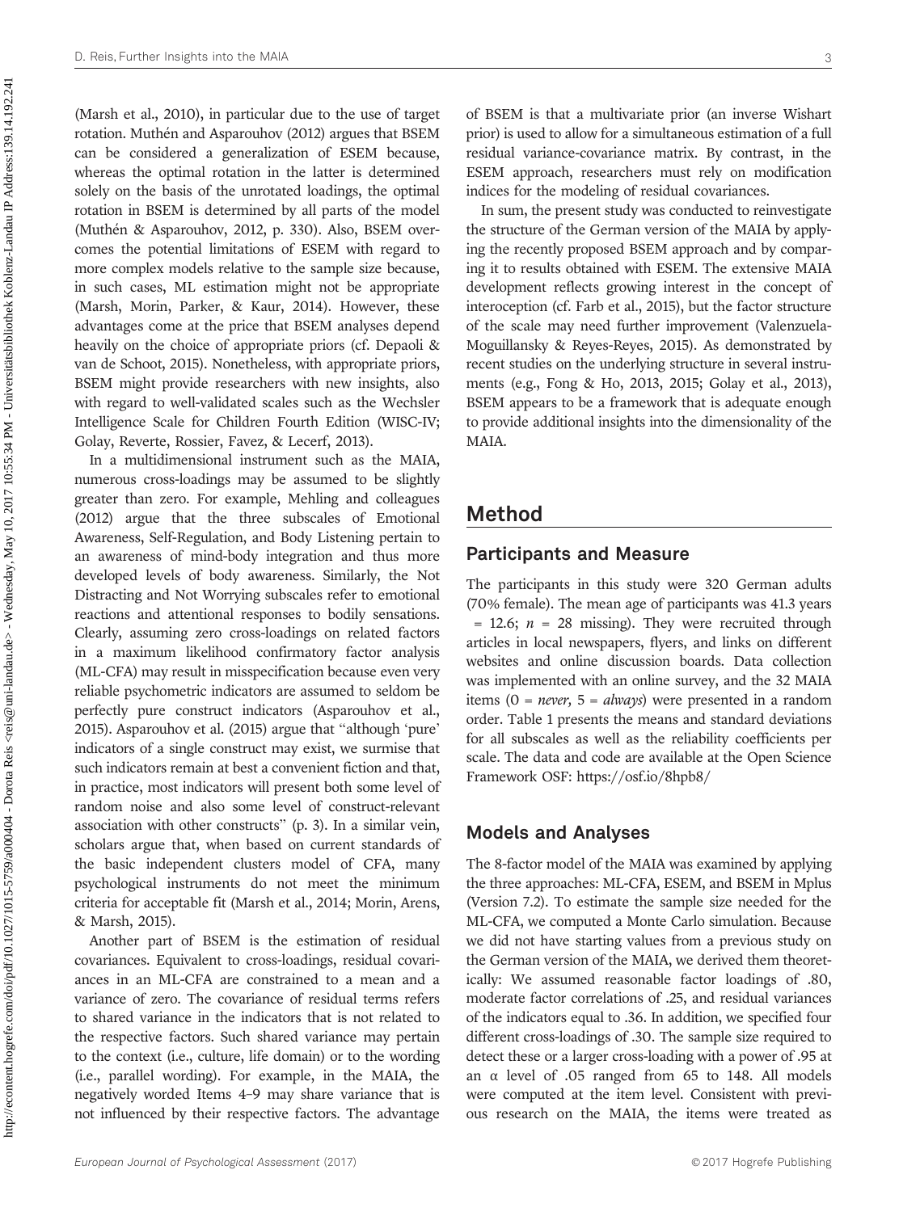(Marsh et al., 2010), in particular due to the use of target rotation. Muthén and Asparouhov (2012) argues that BSEM can be considered a generalization of ESEM because, whereas the optimal rotation in the latter is determined solely on the basis of the unrotated loadings, the optimal rotation in BSEM is determined by all parts of the model (Muthén & Asparouhov, 2012, p. 330). Also, BSEM overcomes the potential limitations of ESEM with regard to more complex models relative to the sample size because, in such cases, ML estimation might not be appropriate (Marsh, Morin, Parker, & Kaur, 2014). However, these advantages come at the price that BSEM analyses depend heavily on the choice of appropriate priors (cf. Depaoli & van de Schoot, 2015). Nonetheless, with appropriate priors, BSEM might provide researchers with new insights, also with regard to well-validated scales such as the Wechsler Intelligence Scale for Children Fourth Edition (WISC-IV; Golay, Reverte, Rossier, Favez, & Lecerf, 2013).

In a multidimensional instrument such as the MAIA, numerous cross-loadings may be assumed to be slightly greater than zero. For example, Mehling and colleagues (2012) argue that the three subscales of Emotional Awareness, Self-Regulation, and Body Listening pertain to an awareness of mind-body integration and thus more developed levels of body awareness. Similarly, the Not Distracting and Not Worrying subscales refer to emotional reactions and attentional responses to bodily sensations. Clearly, assuming zero cross-loadings on related factors in a maximum likelihood confirmatory factor analysis (ML-CFA) may result in misspecification because even very reliable psychometric indicators are assumed to seldom be perfectly pure construct indicators (Asparouhov et al., 2015). Asparouhov et al. (2015) argue that "although 'pure' indicators of a single construct may exist, we surmise that such indicators remain at best a convenient fiction and that, in practice, most indicators will present both some level of random noise and also some level of construct-relevant association with other constructs" (p. 3). In a similar vein, scholars argue that, when based on current standards of the basic independent clusters model of CFA, many psychological instruments do not meet the minimum criteria for acceptable fit (Marsh et al., 2014; Morin, Arens, & Marsh, 2015).

Another part of BSEM is the estimation of residual covariances. Equivalent to cross-loadings, residual covariances in an ML-CFA are constrained to a mean and a variance of zero. The covariance of residual terms refers to shared variance in the indicators that is not related to the respective factors. Such shared variance may pertain to the context (i.e., culture, life domain) or to the wording (i.e., parallel wording). For example, in the MAIA, the negatively worded Items 4–9 may share variance that is not influenced by their respective factors. The advantage of BSEM is that a multivariate prior (an inverse Wishart prior) is used to allow for a simultaneous estimation of a full residual variance-covariance matrix. By contrast, in the ESEM approach, researchers must rely on modification indices for the modeling of residual covariances.

In sum, the present study was conducted to reinvestigate the structure of the German version of the MAIA by applying the recently proposed BSEM approach and by comparing it to results obtained with ESEM. The extensive MAIA development reflects growing interest in the concept of interoception (cf. Farb et al., 2015), but the factor structure of the scale may need further improvement (Valenzuela-Moguillansky & Reyes-Reyes, 2015). As demonstrated by recent studies on the underlying structure in several instruments (e.g., Fong & Ho, 2013, 2015; Golay et al., 2013), BSEM appears to be a framework that is adequate enough to provide additional insights into the dimensionality of the MAIA.

## Method

### Participants and Measure

The participants in this study were 320 German adults (70% female). The mean age of participants was 41.3 years = 12.6; $n$ = 28 missing). They were recruited through articles in local newspapers, flyers, and links on different websites and online discussion boards. Data collection was implemented with an online survey, and the 32 MAIA items (0 = *never,* 5 = *always*) were presented in a random order. Table 1 presents the means and standard deviations for all subscales as well as the reliability coefficients per scale. The data and code are available at the Open Science Framework OSF: https://osf.io/8hpb8/

### Models and Analyses

The 8-factor model of the MAIA was examined by applying the three approaches: ML-CFA, ESEM, and BSEM in Mplus (Version 7.2). To estimate the sample size needed for the ML-CFA, we computed a Monte Carlo simulation. Because we did not have starting values from a previous study on the German version of the MAIA, we derived them theoretically: We assumed reasonable factor loadings of .80, moderate factor correlations of .25, and residual variances of the indicators equal to .36. In addition, we specified four different cross-loadings of .30. The sample size required to detect these or a larger cross-loading with a power of .95 at an $\alpha$ level of .05 ranged from 65 to 148. All models were computed at the item level. Consistent with previous research on the MAIA, the items were treated as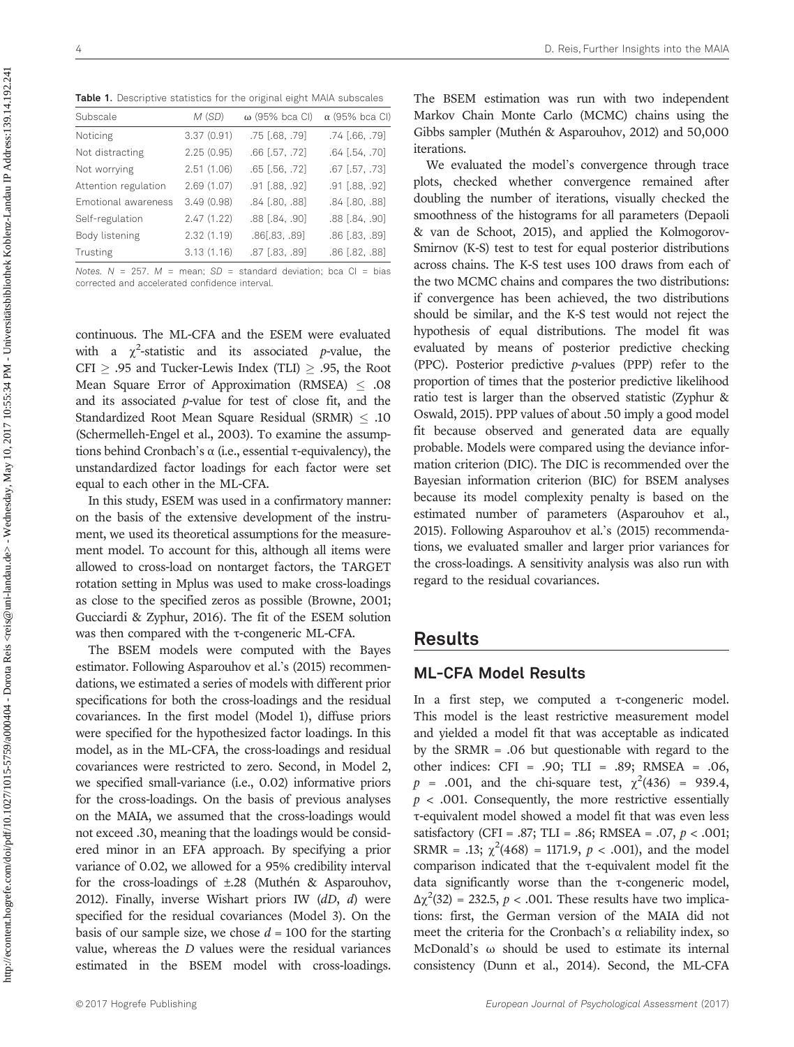**Table 1.** Descriptive statistics for the original eight MAIA subscales

| Subscale | *M* (*SD*) | ω (95% bca CI) | α (95% bca CI) |
|---|---|---|---|
| Noticing | 3.37 (0.91) | .75 [.68, .79] | .74 [.66, .79] |
| Not distracting | 2.25 (0.95) | .66 [.57, .72] | .64 [.54, .70] |
| Not worrying | 2.51 (1.06) | .65 [.56, .72] | .67 [.57, .73] |
| Attention regulation | 2.69 (1.07) | .91 [.88, .92] | .91 [.88, .92] |
| Emotional awareness | 3.49 (0.98) | .84 [.80, .88] | .84 [.80, .88] |
| Self-regulation | 2.47 (1.22) | .88 [.84, .90] | .88 [.84, .90] |
| Body listening | 2.32 (1.19) | .86[.83, .89] | .86 [.83, .89] |
| Trusting | 3.13 (1.16) | .87 [.83, .89] | .86 [.82, .88] |

*Notes.* $N$ = 257. $M$ = mean; $SD$ = standard deviation; bca CI = bias corrected and accelerated confidence interval.

continuous. The ML-CFA and the ESEM were evaluated with a $\chi^2$-statistic and its associated $p$-value, the CFI $\geq$ .95 and Tucker-Lewis Index (TLI) $\geq$ .95, the Root Mean Square Error of Approximation (RMSEA) $\leq$ .08 and its associated $p$-value for test of close fit, and the Standardized Root Mean Square Residual (SRMR) $\leq$ .10 (Schermelleh-Engel et al., 2003). To examine the assumptions behind Cronbach's α (i.e., essential τ-equivalency), the unstandardized factor loadings for each factor were set equal to each other in the ML-CFA.

In this study, ESEM was used in a confirmatory manner: on the basis of the extensive development of the instrument, we used its theoretical assumptions for the measurement model. To account for this, although all items were allowed to cross-load on nontarget factors, the TARGET rotation setting in Mplus was used to make cross-loadings as close to the specified zeros as possible (Browne, 2001; Gucciardi & Zyphur, 2016). The fit of the ESEM solution was then compared with the τ-congeneric ML-CFA.

The BSEM models were computed with the Bayes estimator. Following Asparouhov et al.'s (2015) recommendations, we estimated a series of models with different prior specifications for both the cross-loadings and the residual covariances. In the first model (Model 1), diffuse priors were specified for the hypothesized factor loadings. In this model, as in the ML-CFA, the cross-loadings and residual covariances were restricted to zero. Second, in Model 2, we specified small-variance (i.e., 0.02) informative priors for the cross-loadings. On the basis of previous analyses on the MAIA, we assumed that the cross-loadings would not exceed .30, meaning that the loadings would be considered minor in an EFA approach. By specifying a prior variance of 0.02, we allowed for a 95% credibility interval for the cross-loadings of ±.28 (Muthén & Asparouhov, 2012). Finally, inverse Wishart priors IW ($dD$, $d$) were specified for the residual covariances (Model 3). On the basis of our sample size, we chose $d$ = 100 for the starting value, whereas the $D$ values were the residual variances estimated in the BSEM model with cross-loadings. The BSEM estimation was run with two independent Markov Chain Monte Carlo (MCMC) chains using the Gibbs sampler (Muthén & Asparouhov, 2012) and 50,000 iterations.

We evaluated the model's convergence through trace plots, checked whether convergence remained after doubling the number of iterations, visually checked the smoothness of the histograms for all parameters (Depaoli & van de Schoot, 2015), and applied the Kolmogorov-Smirnov (K-S) test to test for equal posterior distributions across chains. The K-S test uses 100 draws from each of the two MCMC chains and compares the two distributions: if convergence has been achieved, the two distributions should be similar, and the K-S test would not reject the hypothesis of equal distributions. The model fit was evaluated by means of posterior predictive checking (PPC). Posterior predictive $p$-values (PPP) refer to the proportion of times that the posterior predictive likelihood ratio test is larger than the observed statistic (Zyphur & Oswald, 2015). PPP values of about .50 imply a good model fit because observed and generated data are equally probable. Models were compared using the deviance information criterion (DIC). The DIC is recommended over the Bayesian information criterion (BIC) for BSEM analyses because its model complexity penalty is based on the estimated number of parameters (Asparouhov et al., 2015). Following Asparouhov et al.'s (2015) recommendations, we evaluated smaller and larger prior variances for the cross-loadings. A sensitivity analysis was also run with regard to the residual covariances.

## Results

### ML-CFA Model Results

In a first step, we computed a τ-congeneric model. This model is the least restrictive measurement model and yielded a model fit that was acceptable as indicated by the SRMR = .06 but questionable with regard to the other indices: CFI = .90; TLI = .89; RMSEA = .06, $p$ = .001, and the chi-square test, $\chi^2(436)$ = 939.4, $p$ < .001. Consequently, the more restrictive essentially τ-equivalent model showed a model fit that was even less satisfactory (CFI = .87; TLI = .86; RMSEA = .07, $p$ < .001; SRMR = .13; $\chi^2(468)$ = 1171.9, $p$ < .001), and the model comparison indicated that the τ-equivalent model fit the data significantly worse than the τ-congeneric model, $\Delta\chi^2(32)$ = 232.5, $p$ < .001. These results have two implications: first, the German version of the MAIA did not meet the criteria for the Cronbach's α reliability index, so McDonald's ω should be used to estimate its internal consistency (Dunn et al., 2014). Second, the ML-CFA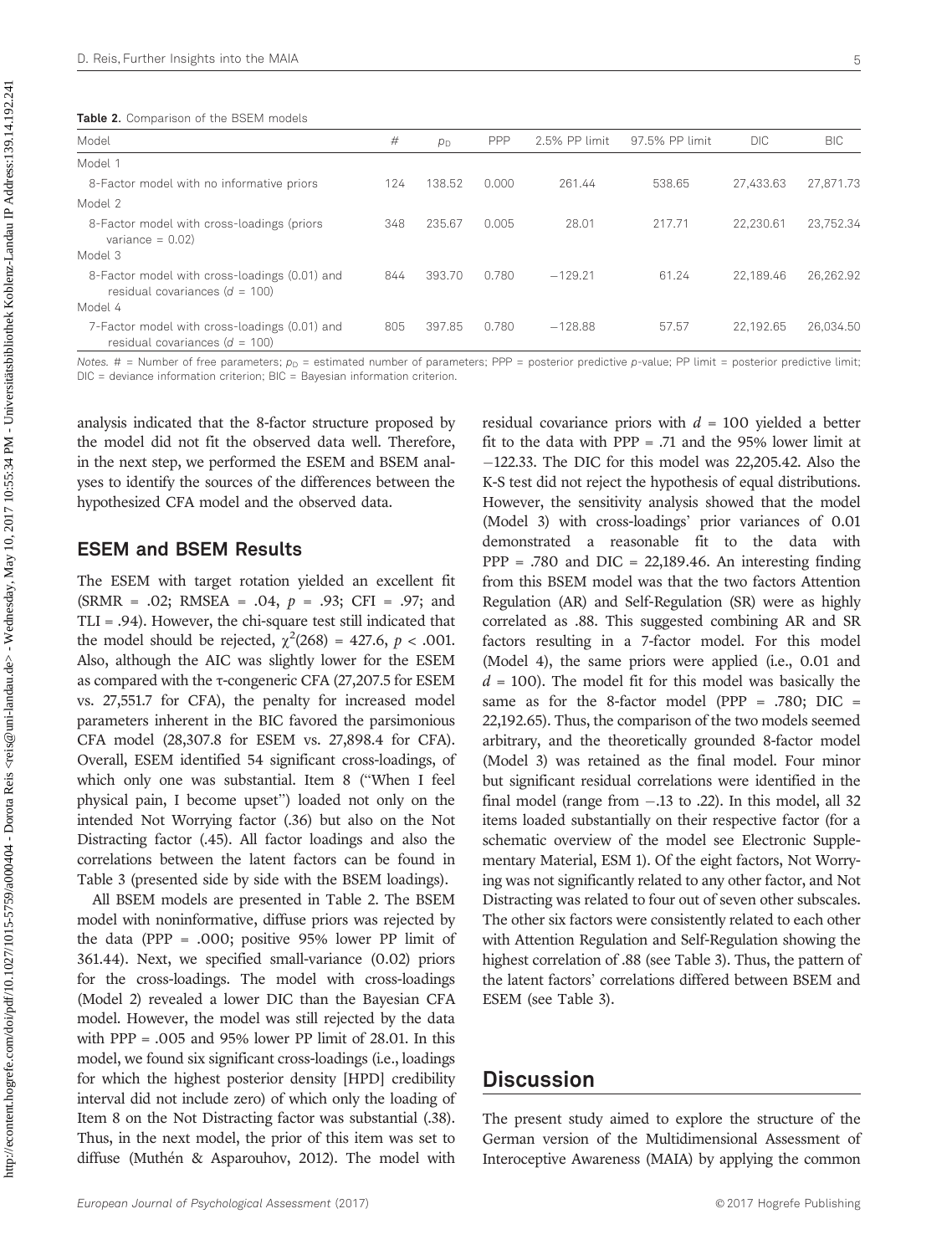**Table 2.** Comparison of the BSEM models

| Model | # | $p_D$ | PPP | 2.5% PP limit | 97.5% PP limit | DIC | BIC |
|---|---|---|---|---|---|---|---|
| Model 1 | | | | | | | |
| 8-Factor model with no informative priors | 124 | 138.52 | 0.000 | 261.44 | 538.65 | 27,433.63 | 27,871.73 |
| Model 2 | | | | | | | |
| 8-Factor model with cross-loadings (priors variance = 0.02) | 348 | 235.67 | 0.005 | 28.01 | 217.71 | 22,230.61 | 23,752.34 |
| Model 3 | | | | | | | |
| 8-Factor model with cross-loadings (0.01) and residual covariances ($d$ = 100) | 844 | 393.70 | 0.780 | −129.21 | 61.24 | 22,189.46 | 26,262.92 |
| Model 4 | | | | | | | |
| 7-Factor model with cross-loadings (0.01) and residual covariances ($d$ = 100) | 805 | 397.85 | 0.780 | −128.88 | 57.57 | 22,192.65 | 26,034.50 |

*Notes.* # = Number of free parameters; $p_D$ = estimated number of parameters; PPP = posterior predictive $p$-value; PP limit = posterior predictive limit; DIC = deviance information criterion; BIC = Bayesian information criterion.

analysis indicated that the 8-factor structure proposed by the model did not fit the observed data well. Therefore, in the next step, we performed the ESEM and BSEM analyses to identify the sources of the differences between the hypothesized CFA model and the observed data.

## ESEM and BSEM Results

The ESEM with target rotation yielded an excellent fit (SRMR = .02; RMSEA = .04, $p$ = .93; CFI = .97; and TLI = .94). However, the chi-square test still indicated that the model should be rejected, $\chi^2(268) = 427.6$, $p < .001$. Also, although the AIC was slightly lower for the ESEM as compared with the τ-congeneric CFA (27,207.5 for ESEM vs. 27,551.7 for CFA), the penalty for increased model parameters inherent in the BIC favored the parsimonious CFA model (28,307.8 for ESEM vs. 27,898.4 for CFA). Overall, ESEM identified 54 significant cross-loadings, of which only one was substantial. Item 8 ("When I feel physical pain, I become upset") loaded not only on the intended Not Worrying factor (.36) but also on the Not Distracting factor (.45). All factor loadings and also the correlations between the latent factors can be found in Table 3 (presented side by side with the BSEM loadings).

All BSEM models are presented in Table 2. The BSEM model with noninformative, diffuse priors was rejected by the data (PPP = .000; positive 95% lower PP limit of 361.44). Next, we specified small-variance (0.02) priors for the cross-loadings. The model with cross-loadings (Model 2) revealed a lower DIC than the Bayesian CFA model. However, the model was still rejected by the data with PPP = .005 and 95% lower PP limit of 28.01. In this model, we found six significant cross-loadings (i.e., loadings for which the highest posterior density [HPD] credibility interval did not include zero) of which only the loading of Item 8 on the Not Distracting factor was substantial (.38). Thus, in the next model, the prior of this item was set to diffuse (Muthén & Asparouhov, 2012). The model with residual covariance priors with $d$ = 100 yielded a better fit to the data with PPP = .71 and the 95% lower limit at −122.33. The DIC for this model was 22,205.42. Also the K-S test did not reject the hypothesis of equal distributions. However, the sensitivity analysis showed that the model (Model 3) with cross-loadings' prior variances of 0.01 demonstrated a reasonable fit to the data with PPP = .780 and DIC = 22,189.46. An interesting finding from this BSEM model was that the two factors Attention Regulation (AR) and Self-Regulation (SR) were as highly correlated as .88. This suggested combining AR and SR factors resulting in a 7-factor model. For this model (Model 4), the same priors were applied (i.e., 0.01 and $d$ = 100). The model fit for this model was basically the same as for the 8-factor model (PPP = .780; DIC = 22,192.65). Thus, the comparison of the two models seemed arbitrary, and the theoretically grounded 8-factor model (Model 3) was retained as the final model. Four minor but significant residual correlations were identified in the final model (range from −.13 to .22). In this model, all 32 items loaded substantially on their respective factor (for a schematic overview of the model see Electronic Supplementary Material, ESM 1). Of the eight factors, Not Worrying was not significantly related to any other factor, and Not Distracting was related to four out of seven other subscales. The other six factors were consistently related to each other with Attention Regulation and Self-Regulation showing the highest correlation of .88 (see Table 3). Thus, the pattern of the latent factors' correlations differed between BSEM and ESEM (see Table 3).

# Discussion

The present study aimed to explore the structure of the German version of the Multidimensional Assessment of Interoceptive Awareness (MAIA) by applying the common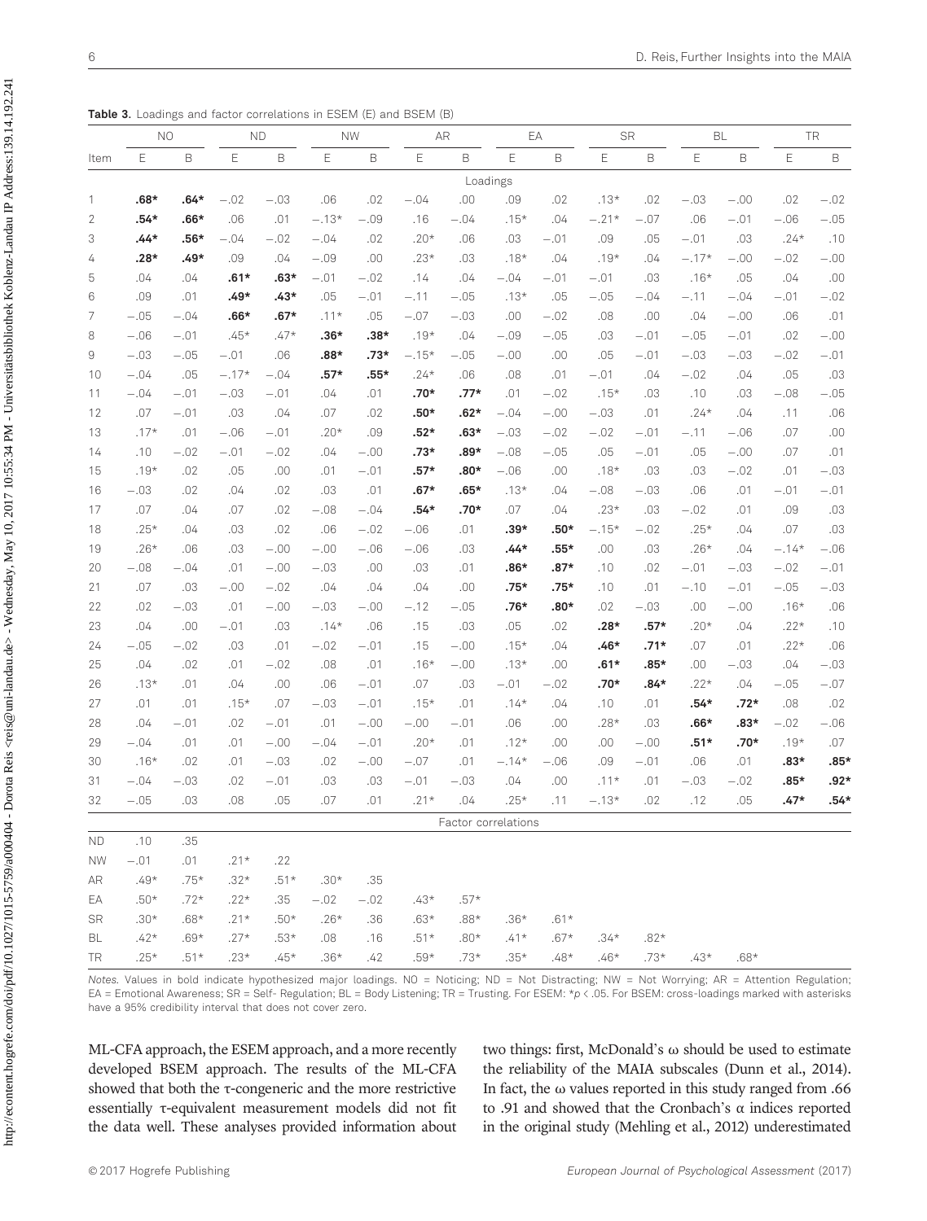**Table 3.** Loadings and factor correlations in ESEM (E) and BSEM (B)

| | NO | | ND | | NW | | AR | | EA | | SR | | BL | | TR | |
|---|---|---|---|---|---|---|---|---|---|---|---|---|---|---|---|---|
| Item | E | B | E | B | E | B | E | B | E | B | E | B | E | B | E | B |
| | | | | | | | | Loadings | | | | | | | | |
| 1 | **.68*** | **.64*** | −.02 | −.03 | .06 | .02 | −.04 | .00 | .09 | .02 | .13* | .02 | −.03 | −.00 | .02 | −.02 |
| 2 | **.54*** | **.66*** | .06 | .01 | −.13* | −.09 | .16 | −.04 | .15* | .04 | −.21* | −.07 | .06 | −.01 | −.06 | −.05 |
| 3 | **.44*** | **.56*** | −.04 | −.02 | −.04 | .02 | .20* | .06 | .03 | −.01 | .09 | .05 | −.01 | .03 | .24* | .10 |
| 4 | **.28*** | **.49*** | .09 | .04 | −.09 | .00 | .23* | .03 | .18* | .04 | .19* | .04 | −.17* | −.00 | −.02 | −.00 |
| 5 | .04 | .04 | **.61*** | **.63*** | −.01 | −.02 | .14 | .04 | −.04 | −.01 | −.01 | .03 | .16* | .05 | .04 | .00 |
| 6 | .09 | .01 | **.49*** | **.43*** | .05 | −.01 | −.11 | −.05 | .13* | .05 | −.05 | −.04 | −.11 | −.04 | −.01 | −.02 |
| 7 | −.05 | −.04 | **.66*** | **.67*** | .11* | .05 | −.07 | −.03 | .00 | −.02 | .08 | .00 | .04 | −.00 | .06 | .01 |
| 8 | −.06 | −.01 | .45* | .47* | **.36*** | **.38*** | .19* | .04 | −.09 | −.05 | .03 | −.01 | −.05 | −.01 | .02 | −.00 |
| 9 | −.03 | −.05 | −.01 | .06 | **.88*** | **.73*** | −.15* | −.05 | −.00 | .00 | .05 | −.01 | −.03 | −.03 | −.02 | −.01 |
| 10 | −.04 | .05 | −.17* | −.04 | **.57*** | **.55*** | .24* | .06 | .08 | .01 | −.01 | .04 | −.02 | .04 | .05 | .03 |
| 11 | −.04 | −.01 | −.03 | −.01 | .04 | .01 | **.70*** | **.77*** | .01 | −.02 | .15* | .03 | .10 | .03 | −.08 | −.05 |
| 12 | .07 | −.01 | .03 | .04 | .07 | .02 | **.50*** | **.62*** | −.04 | −.00 | −.03 | .01 | .24* | .04 | .11 | .06 |
| 13 | .17* | .01 | −.06 | −.01 | .20* | .09 | **.52*** | **.63*** | −.03 | −.02 | −.02 | −.01 | −.11 | −.06 | .07 | .00 |
| 14 | .10 | −.02 | −.01 | −.02 | .04 | −.00 | **.73*** | **.89*** | −.08 | −.05 | .05 | −.01 | .05 | −.00 | .07 | .01 |
| 15 | .19* | .02 | .05 | .00 | .01 | −.01 | **.57*** | **.80*** | −.06 | .00 | .18* | .03 | .03 | −.02 | .01 | −.03 |
| 16 | −.03 | .02 | .04 | .02 | .03 | .01 | **.67*** | **.65*** | .13* | .04 | −.08 | −.03 | .06 | .01 | −.01 | −.01 |
| 17 | .07 | .04 | .07 | .02 | −.08 | −.04 | **.54*** | **.70*** | .07 | .04 | .23* | .03 | −.02 | .01 | .09 | .03 |
| 18 | .25* | .04 | .03 | .02 | .06 | −.02 | −.06 | .01 | **.39*** | **.50*** | −.15* | −.02 | .25* | .04 | .07 | .03 |
| 19 | .26* | .06 | .03 | −.00 | −.00 | −.06 | −.06 | .03 | **.44*** | **.55*** | .00 | .03 | .26* | .04 | −.14* | −.06 |
| 20 | −.08 | −.04 | .01 | −.00 | −.03 | .00 | .03 | .01 | **.86*** | **.87*** | .10 | .02 | −.01 | −.03 | −.02 | −.01 |
| 21 | .07 | .03 | −.00 | −.02 | .04 | .04 | .04 | .00 | **.75*** | **.75*** | .10 | .01 | −.10 | −.01 | −.05 | −.03 |
| 22 | .02 | −.03 | .01 | −.00 | −.03 | −.00 | −.12 | −.05 | **.76*** | **.80*** | .02 | −.03 | .00 | −.00 | .16* | .06 |
| 23 | .04 | .00 | −.01 | .03 | .14* | .06 | .15 | .03 | .05 | .02 | **.28*** | **.57*** | .20* | .04 | .22* | .10 |
| 24 | −.05 | −.02 | .03 | .01 | −.02 | −.01 | .15 | −.00 | .15* | .04 | **.46*** | **.71*** | .07 | .01 | .22* | .06 |
| 25 | .04 | .02 | .01 | −.02 | .08 | .01 | .16* | −.00 | .13* | .00 | **.61*** | **.85*** | .00 | −.03 | .04 | −.03 |
| 26 | .13* | .01 | .04 | .00 | .06 | −.01 | .07 | .03 | −.01 | −.02 | **.70*** | **.84*** | .22* | .04 | −.05 | −.07 |
| 27 | .01 | .01 | .15* | .07 | −.03 | −.01 | .15* | .01 | .14* | .04 | .10 | .01 | **.54*** | **.72*** | .08 | .02 |
| 28 | .04 | −.01 | .02 | −.01 | .01 | −.00 | −.00 | −.01 | .06 | .00 | .28* | .03 | **.66*** | **.83*** | −.02 | −.06 |
| 29 | −.04 | .01 | .01 | −.00 | −.04 | −.01 | .20* | .01 | .12* | .00 | .00 | −.00 | **.51*** | **.70*** | .19* | .07 |
| 30 | .16* | .02 | .01 | −.03 | .02 | −.00 | −.07 | .01 | −.14* | −.06 | .09 | −.01 | .06 | .01 | **.83*** | **.85*** |
| 31 | −.04 | −.03 | .02 | −.01 | .03 | .03 | −.01 | −.03 | .04 | .00 | .11* | .01 | −.03 | −.02 | **.85*** | **.92*** |
| 32 | −.05 | .03 | .08 | .05 | .07 | .01 | .21* | .04 | .25* | .11 | −.13* | .02 | .12 | .05 | **.47*** | **.54*** |
| | | | | | | | | Factor correlations | | | | | | | | |
| ND | .10 | .35 | | | | | | | | | | | | | | |
| NW | −.01 | .01 | .21* | .22 | | | | | | | | | | | | |
| AR | .49* | .75* | .32* | .51* | .30* | .35 | | | | | | | | | | |
| EA | .50* | .72* | .22* | .35 | −.02 | −.02 | .43* | .57* | | | | | | | | |
| SR | .30* | .68* | .21* | .50* | .26* | .36 | .63* | .88* | .36* | .61* | | | | | | |
| BL | .42* | .69* | .27* | .53* | .08 | .16 | .51* | .80* | .41* | .67* | .34* | .82* | | | | |
| TR | .25* | .51* | .23* | .45* | .36* | .42 | .59* | .73* | .35* | .48* | .46* | .73* | .43* | .68* | | |

*Notes.* Values in bold indicate hypothesized major loadings. NO = Noticing; ND = Not Distracting; NW = Not Worrying; AR = Attention Regulation; EA = Emotional Awareness; SR = Self- Regulation; BL = Body Listening; TR = Trusting. For ESEM: $*p < .05$. For BSEM: cross-loadings marked with asterisks have a 95% credibility interval that does not cover zero.

ML-CFA approach, the ESEM approach, and a more recently developed BSEM approach. The results of the ML-CFA showed that both the τ-congeneric and the more restrictive essentially τ-equivalent measurement models did not fit the data well. These analyses provided information about two things: first, McDonald's ω should be used to estimate the reliability of the MAIA subscales (Dunn et al., 2014). In fact, the ω values reported in this study ranged from .66 to .91 and showed that the Cronbach's α indices reported in the original study (Mehling et al., 2012) underestimated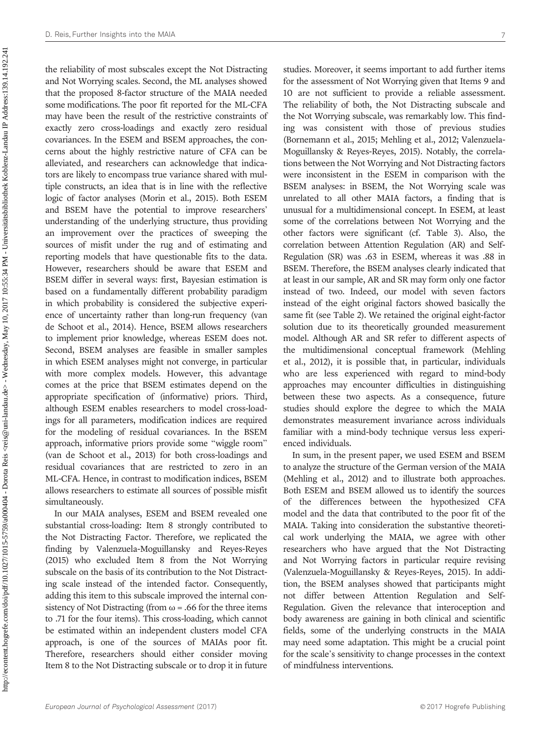the reliability of most subscales except the Not Distracting and Not Worrying scales. Second, the ML analyses showed that the proposed 8-factor structure of the MAIA needed some modifications. The poor fit reported for the ML-CFA may have been the result of the restrictive constraints of exactly zero cross-loadings and exactly zero residual covariances. In the ESEM and BSEM approaches, the concerns about the highly restrictive nature of CFA can be alleviated, and researchers can acknowledge that indicators are likely to encompass true variance shared with multiple constructs, an idea that is in line with the reflective logic of factor analyses (Morin et al., 2015). Both ESEM and BSEM have the potential to improve researchers' understanding of the underlying structure, thus providing an improvement over the practices of sweeping the sources of misfit under the rug and of estimating and reporting models that have questionable fits to the data. However, researchers should be aware that ESEM and BSEM differ in several ways: first, Bayesian estimation is based on a fundamentally different probability paradigm in which probability is considered the subjective experience of uncertainty rather than long-run frequency (van de Schoot et al., 2014). Hence, BSEM allows researchers to implement prior knowledge, whereas ESEM does not. Second, BSEM analyses are feasible in smaller samples in which ESEM analyses might not converge, in particular with more complex models. However, this advantage comes at the price that BSEM estimates depend on the appropriate specification of (informative) priors. Third, although ESEM enables researchers to model cross-loadings for all parameters, modification indices are required for the modeling of residual covariances. In the BSEM approach, informative priors provide some "wiggle room" (van de Schoot et al., 2013) for both cross-loadings and residual covariances that are restricted to zero in an ML-CFA. Hence, in contrast to modification indices, BSEM allows researchers to estimate all sources of possible misfit simultaneously.

In our MAIA analyses, ESEM and BSEM revealed one substantial cross-loading: Item 8 strongly contributed to the Not Distracting Factor. Therefore, we replicated the finding by Valenzuela-Moguillansky and Reyes-Reyes (2015) who excluded Item 8 from the Not Worrying subscale on the basis of its contribution to the Not Distracting scale instead of the intended factor. Consequently, adding this item to this subscale improved the internal consistency of Not Distracting (from $\omega = .66$ for the three items to .71 for the four items). This cross-loading, which cannot be estimated within an independent clusters model CFA approach, is one of the sources of MAIAs poor fit. Therefore, researchers should either consider moving Item 8 to the Not Distracting subscale or to drop it in future studies. Moreover, it seems important to add further items for the assessment of Not Worrying given that Items 9 and 10 are not sufficient to provide a reliable assessment. The reliability of both, the Not Distracting subscale and the Not Worrying subscale, was remarkably low. This finding was consistent with those of previous studies (Bornemann et al., 2015; Mehling et al., 2012; Valenzuela-Moguillansky & Reyes-Reyes, 2015). Notably, the correlations between the Not Worrying and Not Distracting factors were inconsistent in the ESEM in comparison with the BSEM analyses: in BSEM, the Not Worrying scale was unrelated to all other MAIA factors, a finding that is unusual for a multidimensional concept. In ESEM, at least some of the correlations between Not Worrying and the other factors were significant (cf. Table 3). Also, the correlation between Attention Regulation (AR) and Self-Regulation (SR) was .63 in ESEM, whereas it was .88 in BSEM. Therefore, the BSEM analyses clearly indicated that at least in our sample, AR and SR may form only one factor instead of two. Indeed, our model with seven factors instead of the eight original factors showed basically the same fit (see Table 2). We retained the original eight-factor solution due to its theoretically grounded measurement model. Although AR and SR refer to different aspects of the multidimensional conceptual framework (Mehling et al., 2012), it is possible that, in particular, individuals who are less experienced with regard to mind-body approaches may encounter difficulties in distinguishing between these two aspects. As a consequence, future studies should explore the degree to which the MAIA demonstrates measurement invariance across individuals familiar with a mind-body technique versus less experienced individuals.

In sum, in the present paper, we used ESEM and BSEM to analyze the structure of the German version of the MAIA (Mehling et al., 2012) and to illustrate both approaches. Both ESEM and BSEM allowed us to identify the sources of the differences between the hypothesized CFA model and the data that contributed to the poor fit of the MAIA. Taking into consideration the substantive theoretical work underlying the MAIA, we agree with other researchers who have argued that the Not Distracting and Not Worrying factors in particular require revising (Valenzuela-Moguillansky & Reyes-Reyes, 2015). In addition, the BSEM analyses showed that participants might not differ between Attention Regulation and Self-Regulation. Given the relevance that interoception and body awareness are gaining in both clinical and scientific fields, some of the underlying constructs in the MAIA may need some adaptation. This might be a crucial point for the scale's sensitivity to change processes in the context of mindfulness interventions.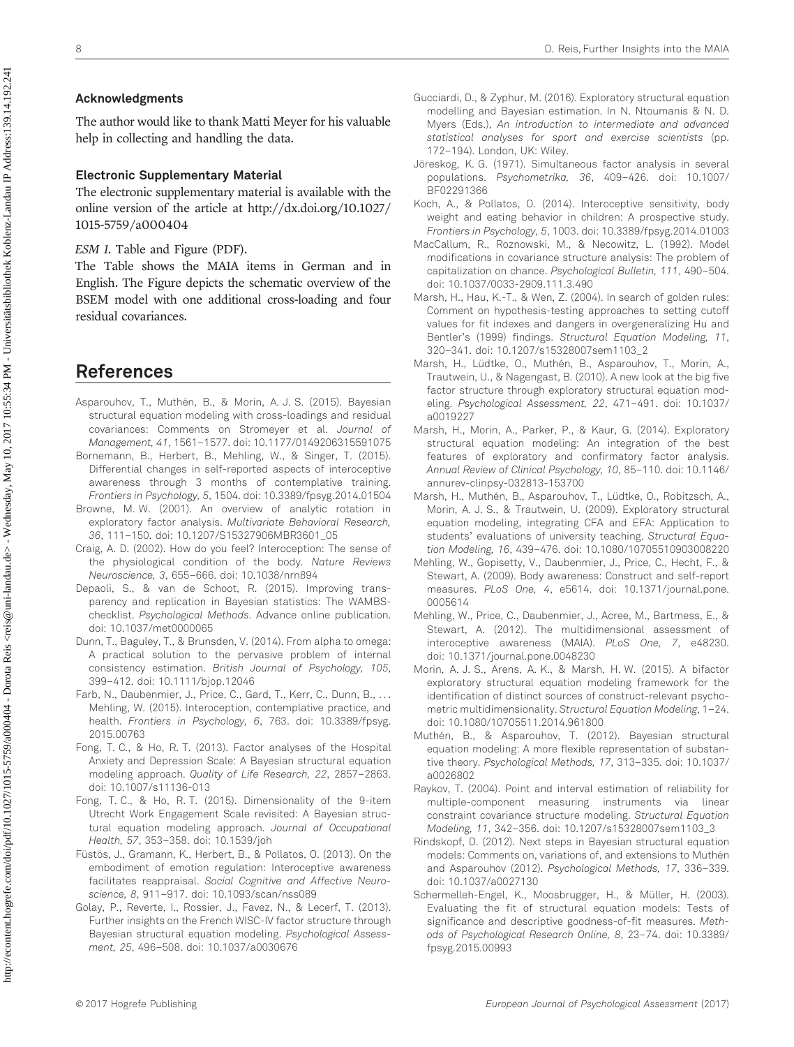#### Acknowledgments

The author would like to thank Matti Meyer for his valuable help in collecting and handling the data.

#### Electronic Supplementary Material

The electronic supplementary material is available with the online version of the article at http://dx.doi.org/10.1027/1015-5759/a000404

*ESM 1.* Table and Figure (PDF).

The Table shows the MAIA items in German and in English. The Figure depicts the schematic overview of the BSEM model with one additional cross-loading and four residual covariances.

## References

Asparouhov, T., Muthén, B., & Morin, A. J. S. (2015). Bayesian structural equation modeling with cross-loadings and residual covariances: Comments on Stromeyer et al. *Journal of Management, 41*, 1561–1577. doi: 10.1177/0149206315591075

Bornemann, B., Herbert, B., Mehling, W., & Singer, T. (2015). Differential changes in self-reported aspects of interoceptive awareness through 3 months of contemplative training. *Frontiers in Psychology, 5*, 1504. doi: 10.3389/fpsyg.2014.01504

Browne, M. W. (2001). An overview of analytic rotation in exploratory factor analysis. *Multivariate Behavioral Research, 36*, 111–150. doi: 10.1207/S15327906MBR3601_05

Craig, A. D. (2002). How do you feel? Interoception: The sense of the physiological condition of the body. *Nature Reviews Neuroscience, 3*, 655–666. doi: 10.1038/nrn894

Depaoli, S., & van de Schoot, R. (2015). Improving transparency and replication in Bayesian statistics: The WAMBS-checklist. *Psychological Methods*. Advance online publication. doi: 10.1037/met0000065

Dunn, T., Baguley, T., & Brunsden, V. (2014). From alpha to omega: A practical solution to the pervasive problem of internal consistency estimation. *British Journal of Psychology, 105*, 399–412. doi: 10.1111/bjop.12046

Farb, N., Daubenmier, J., Price, C., Gard, T., Kerr, C., Dunn, B., ... Mehling, W. (2015). Interoception, contemplative practice, and health. *Frontiers in Psychology, 6*, 763. doi: 10.3389/fpsyg.2015.00763

Fong, T. C., & Ho, R. T. (2013). Factor analyses of the Hospital Anxiety and Depression Scale: A Bayesian structural equation modeling approach. *Quality of Life Research, 22*, 2857–2863. doi: 10.1007/s11136-013

Fong, T. C., & Ho, R. T. (2015). Dimensionality of the 9-item Utrecht Work Engagement Scale revisited: A Bayesian structural equation modeling approach. *Journal of Occupational Health, 57*, 353–358. doi: 10.1539/joh

Füstös, J., Gramann, K., Herbert, B., & Pollatos, O. (2013). On the embodiment of emotion regulation: Interoceptive awareness facilitates reappraisal. *Social Cognitive and Affective Neuroscience, 8*, 911–917. doi: 10.1093/scan/nss089

Golay, P., Reverte, I., Rossier, J., Favez, N., & Lecerf, T. (2013). Further insights on the French WISC-IV factor structure through Bayesian structural equation modeling. *Psychological Assessment, 25*, 496–508. doi: 10.1037/a0030676

Gucciardi, D., & Zyphur, M. (2016). Exploratory structural equation modelling and Bayesian estimation. In N. Ntoumanis & N. D. Myers (Eds.), *An introduction to intermediate and advanced statistical analyses for sport and exercise scientists* (pp. 172–194). London, UK: Wiley.

Jöreskog, K. G. (1971). Simultaneous factor analysis in several populations. *Psychometrika, 36*, 409–426. doi: 10.1007/BF02291366

Koch, A., & Pollatos, O. (2014). Interoceptive sensitivity, body weight and eating behavior in children: A prospective study. *Frontiers in Psychology, 5*, 1003. doi: 10.3389/fpsyg.2014.01003

MacCallum, R., Roznowski, M., & Necowitz, L. (1992). Model modifications in covariance structure analysis: The problem of capitalization on chance. *Psychological Bulletin, 111*, 490–504. doi: 10.1037/0033-2909.111.3.490

Marsh, H., Hau, K.-T., & Wen, Z. (2004). In search of golden rules: Comment on hypothesis-testing approaches to setting cutoff values for fit indexes and dangers in overgeneralizing Hu and Bentler's (1999) findings. *Structural Equation Modeling, 11*, 320–341. doi: 10.1207/s15328007sem1103_2

Marsh, H., Lüdtke, O., Muthén, B., Asparouhov, T., Morin, A., Trautwein, U., & Nagengast, B. (2010). A new look at the big five factor structure through exploratory structural equation modeling. *Psychological Assessment, 22*, 471–491. doi: 10.1037/a0019227

Marsh, H., Morin, A., Parker, P., & Kaur, G. (2014). Exploratory structural equation modeling: An integration of the best features of exploratory and confirmatory factor analysis. *Annual Review of Clinical Psychology, 10*, 85–110. doi: 10.1146/annurev-clinpsy-032813-153700

Marsh, H., Muthén, B., Asparouhov, T., Lüdtke, O., Robitzsch, A., Morin, A. J. S., & Trautwein, U. (2009). Exploratory structural equation modeling, integrating CFA and EFA: Application to students' evaluations of university teaching. *Structural Equation Modeling, 16*, 439–476. doi: 10.1080/10705510903008220

Mehling, W., Gopisetty, V., Daubenmier, J., Price, C., Hecht, F., & Stewart, A. (2009). Body awareness: Construct and self-report measures. *PLoS One, 4*, e5614. doi: 10.1371/journal.pone.0005614

Mehling, W., Price, C., Daubenmier, J., Acree, M., Bartmess, E., & Stewart, A. (2012). The multidimensional assessment of interoceptive awareness (MAIA). *PLoS One, 7*, e48230. doi: 10.1371/journal.pone.0048230

Morin, A. J. S., Arens, A. K., & Marsh, H. W. (2015). A bifactor exploratory structural equation modeling framework for the identification of distinct sources of construct-relevant psychometric multidimensionality. *Structural Equation Modeling*, 1–24. doi: 10.1080/10705511.2014.961800

Muthén, B., & Asparouhov, T. (2012). Bayesian structural equation modeling: A more flexible representation of substantive theory. *Psychological Methods, 17*, 313–335. doi: 10.1037/a0026802

Raykov, T. (2004). Point and interval estimation of reliability for multiple-component measuring instruments via linear constraint covariance structure modeling. *Structural Equation Modeling, 11*, 342–356. doi: 10.1207/s15328007sem1103_3

Rindskopf, D. (2012). Next steps in Bayesian structural equation models: Comments on, variations of, and extensions to Muthén and Asparouhov (2012). *Psychological Methods, 17*, 336–339. doi: 10.1037/a0027130

Schermelleh-Engel, K., Moosbrugger, H., & Müller, H. (2003). Evaluating the fit of structural equation models: Tests of significance and descriptive goodness-of-fit measures. *Methods of Psychological Research Online, 8*, 23–74. doi: 10.3389/fpsyg.2015.00993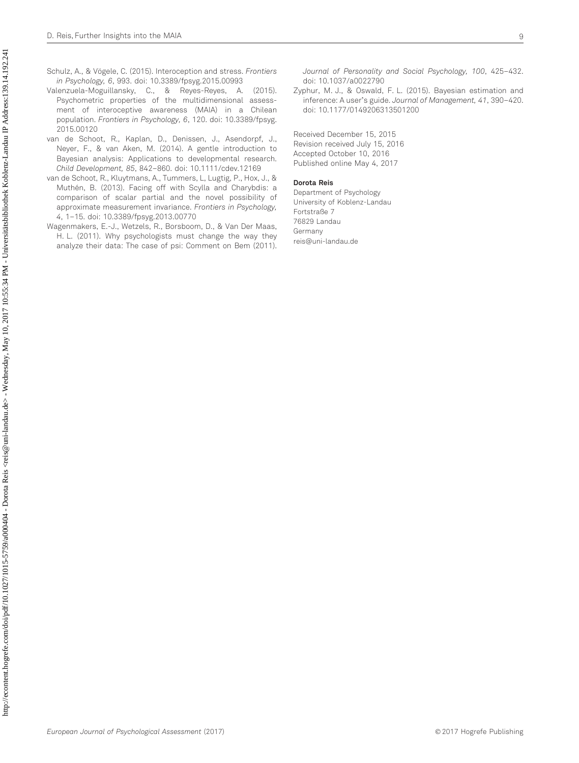Schulz, A., & Vögele, C. (2015). Interoception and stress. *Frontiers in Psychology, 6*, 993. doi: 10.3389/fpsyg.2015.00993

Valenzuela-Moguillansky, C., & Reyes-Reyes, A. (2015). Psychometric properties of the multidimensional assessment of interoceptive awareness (MAIA) in a Chilean population. *Frontiers in Psychology, 6*, 120. doi: 10.3389/fpsyg.2015.00120

van de Schoot, R., Kaplan, D., Denissen, J., Asendorpf, J., Neyer, F., & van Aken, M. (2014). A gentle introduction to Bayesian analysis: Applications to developmental research. *Child Development, 85*, 842–860. doi: 10.1111/cdev.12169

van de Schoot, R., Kluytmans, A., Tummers, L, Lugtig, P., Hox, J., & Muthén, B. (2013). Facing off with Scylla and Charybdis: a comparison of scalar partial and the novel possibility of approximate measurement invariance. *Frontiers in Psychology, 4*, 1–15. doi: 10.3389/fpsyg.2013.00770

Wagenmakers, E.-J., Wetzels, R., Borsboom, D., & Van Der Maas, H. L. (2011). Why psychologists must change the way they analyze their data: The case of psi: Comment on Bem (2011). *Journal of Personality and Social Psychology, 100*, 425–432. doi: 10.1037/a0022790

Zyphur, M. J., & Oswald, F. L. (2015). Bayesian estimation and inference: A user's guide. *Journal of Management, 41*, 390–420. doi: 10.1177/0149206313501200

Received December 15, 2015
Revision received July 15, 2016
Accepted October 10, 2016
Published online May 4, 2017

**Dorota Reis**
Department of Psychology
University of Koblenz-Landau
Fortstraße 7
76829 Landau
Germany
reis@uni-landau.de